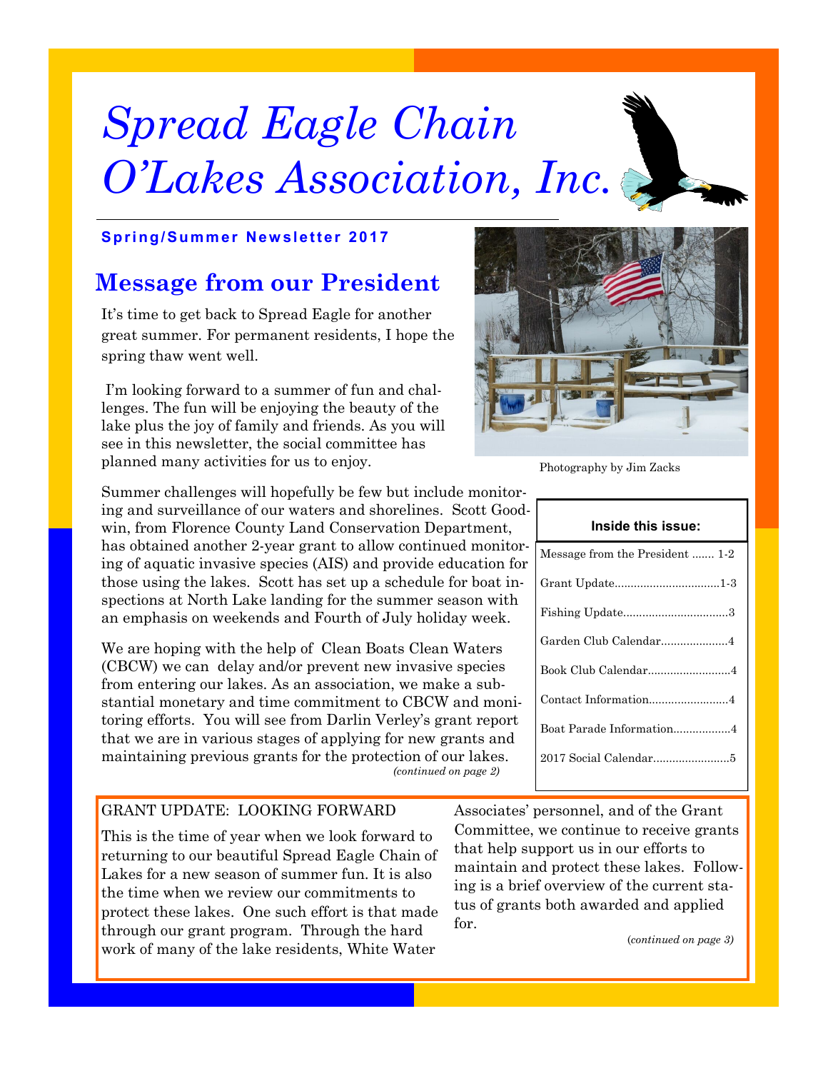# Spread Eagle Chain O'Lakes Association, Inc.

**Spring/Summer Newsletter 2017**

## Message from our President

It's time to get back to Spread Eagle for another great summer. For permanent residents, I hope the spring thaw went well.

I'm looking forward to a summer of fun and challenges. The fun will be enjoying the beauty of the lake plus the joy of family and friends. As you will see in this newsletter, the social committee has planned many activities for us to enjoy.

Summer challenges will hopefully be few but include monitoring and surveillance of our waters and shorelines. Scott Goodwin, from Florence County Land Conservation Department, has obtained another 2-year grant to allow continued monitoring of aquatic invasive species (AIS) and provide education for those using the lakes. Scott has set up a schedule for boat inspections at North Lake landing for the summer season with an emphasis on weekends and Fourth of July holiday week.

We are hoping with the help of Clean Boats Clean Waters (CBCW) we can delay and/or prevent new invasive species from entering our lakes. As an association, we make a substantial monetary and time commitment to CBCW and monitoring efforts. You will see from Darlin Verley's grant report that we are in various stages of applying for new grants and maintaining previous grants for the protection of our lakes.

*(continued on page 2)*

Photography by Jim Zacks

**Inside this issue:**

| | |
|---|---|
| Message from the President | 1-2 |
| Grant Update | 1-3 |
| Fishing Update | 3 |
| Garden Club Calendar | 4 |
| Book Club Calendar | 4 |
| Contact Information | 4 |
| Boat Parade Information | 4 |
| 2017 Social Calendar | 5 |

## GRANT UPDATE: LOOKING FORWARD

This is the time of year when we look forward to returning to our beautiful Spread Eagle Chain of Lakes for a new season of summer fun. It is also the time when we review our commitments to protect these lakes. One such effort is that made through our grant program. Through the hard work of many of the lake residents, White Water Associates' personnel, and of the Grant Committee, we continue to receive grants that help support us in our efforts to maintain and protect these lakes. Following is a brief overview of the current status of grants both awarded and applied for.

*(continued on page 3)*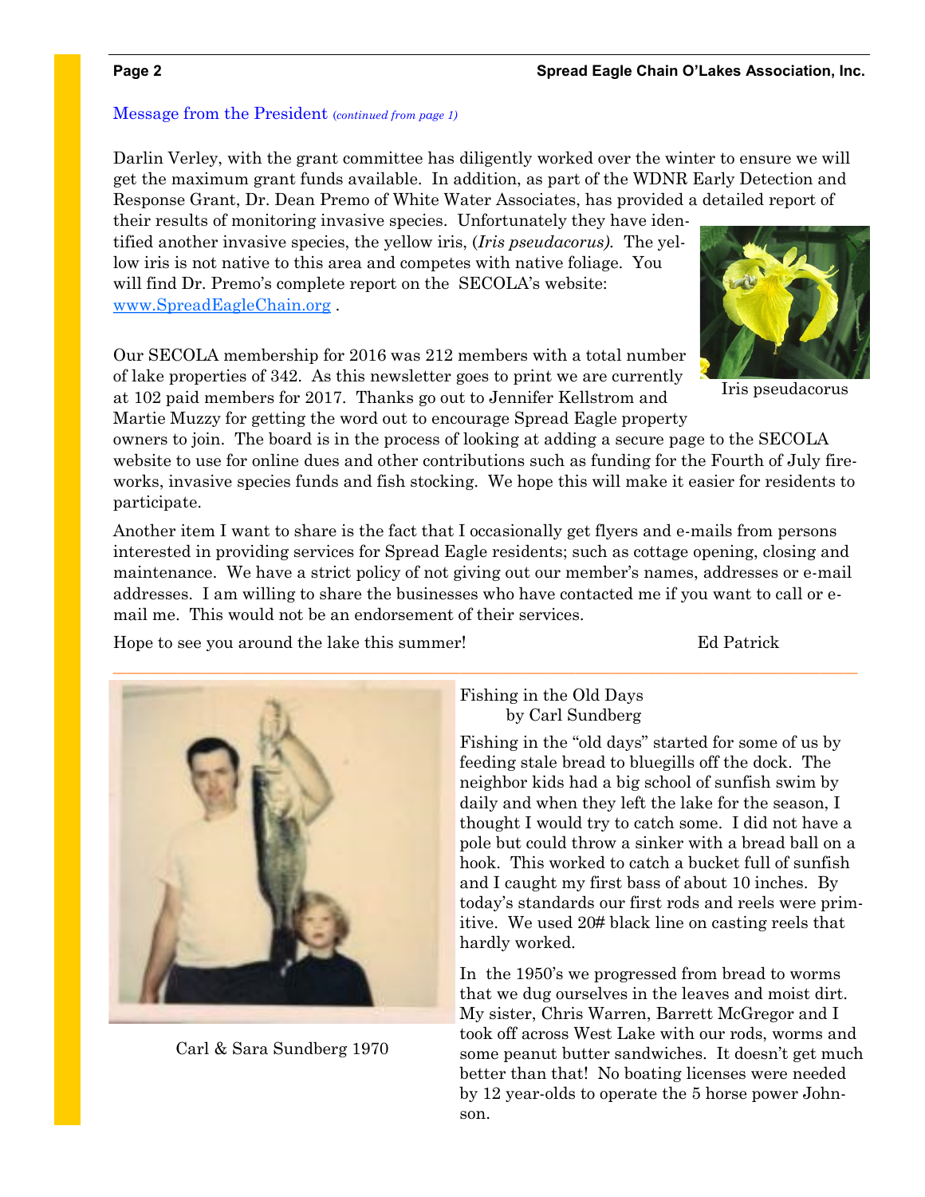## Message from the President *(continued from page 1)*

Darlin Verley, with the grant committee has diligently worked over the winter to ensure we will get the maximum grant funds available. In addition, as part of the WDNR Early Detection and Response Grant, Dr. Dean Premo of White Water Associates, has provided a detailed report of their results of monitoring invasive species. Unfortunately they have identified another invasive species, the yellow iris, (*Iris pseudacorus).* The yellow iris is not native to this area and competes with native foliage. You will find Dr. Premo's complete report on the SECOLA's website: www.SpreadEagleChain.org .

Iris pseudacorus

Our SECOLA membership for 2016 was 212 members with a total number of lake properties of 342. As this newsletter goes to print we are currently at 102 paid members for 2017. Thanks go out to Jennifer Kellstrom and Martie Muzzy for getting the word out to encourage Spread Eagle property owners to join. The board is in the process of looking at adding a secure page to the SECOLA website to use for online dues and other contributions such as funding for the Fourth of July fireworks, invasive species funds and fish stocking. We hope this will make it easier for residents to participate.

Another item I want to share is the fact that I occasionally get flyers and e-mails from persons interested in providing services for Spread Eagle residents; such as cottage opening, closing and maintenance. We have a strict policy of not giving out our member's names, addresses or e-mail addresses. I am willing to share the businesses who have contacted me if you want to call or e-mail me. This would not be an endorsement of their services.

Hope to see you around the lake this summer!

Ed Patrick

---

## Fishing in the Old Days
by Carl Sundberg

Carl & Sara Sundberg 1970

Fishing in the "old days" started for some of us by feeding stale bread to bluegills off the dock. The neighbor kids had a big school of sunfish swim by daily and when they left the lake for the season, I thought I would try to catch some. I did not have a pole but could throw a sinker with a bread ball on a hook. This worked to catch a bucket full of sunfish and I caught my first bass of about 10 inches. By today's standards our first rods and reels were primitive. We used 20# black line on casting reels that hardly worked.

In the 1950's we progressed from bread to worms that we dug ourselves in the leaves and moist dirt. My sister, Chris Warren, Barrett McGregor and I took off across West Lake with our rods, worms and some peanut butter sandwiches. It doesn't get much better than that! No boating licenses were needed by 12 year-olds to operate the 5 horse power Johnson.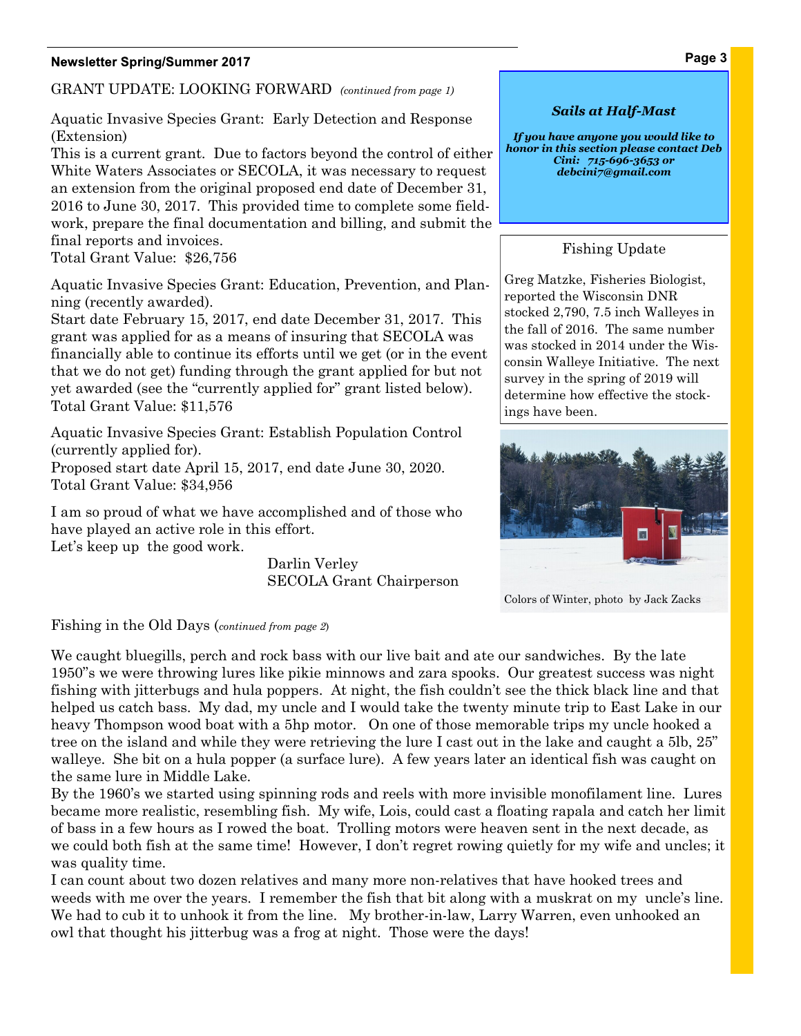## GRANT UPDATE: LOOKING FORWARD *(continued from page 1)*

Aquatic Invasive Species Grant: Early Detection and Response (Extension)
This is a current grant. Due to factors beyond the control of either White Waters Associates or SECOLA, it was necessary to request an extension from the original proposed end date of December 31, 2016 to June 30, 2017. This provided time to complete some field-work, prepare the final documentation and billing, and submit the final reports and invoices.
Total Grant Value: $26,756

Aquatic Invasive Species Grant: Education, Prevention, and Planning (recently awarded).
Start date February 15, 2017, end date December 31, 2017. This grant was applied for as a means of insuring that SECOLA was financially able to continue its efforts until we get (or in the event that we do not get) funding through the grant applied for but not yet awarded (see the "currently applied for" grant listed below).
Total Grant Value: $11,576

Aquatic Invasive Species Grant: Establish Population Control (currently applied for).
Proposed start date April 15, 2017, end date June 30, 2020.
Total Grant Value: $34,956

I am so proud of what we have accomplished and of those who have played an active role in this effort.
Let's keep up the good work.

Darlin Verley
SECOLA Grant Chairperson

### *Sails at Half-Mast*

***If you have anyone you would like to honor in this section please contact Deb Cini: 715-696-3653 or debcini7@gmail.com***

### Fishing Update

Greg Matzke, Fisheries Biologist, reported the Wisconsin DNR stocked 2,790, 7.5 inch Walleyes in the fall of 2016. The same number was stocked in 2014 under the Wisconsin Walleye Initiative. The next survey in the spring of 2019 will determine how effective the stockings have been.

Colors of Winter, photo by Jack Zacks

## Fishing in the Old Days (*continued from page 2*)

We caught bluegills, perch and rock bass with our live bait and ate our sandwiches. By the late 1950"s we were throwing lures like pikie minnows and zara spooks. Our greatest success was night fishing with jitterbugs and hula poppers. At night, the fish couldn't see the thick black line and that helped us catch bass. My dad, my uncle and I would take the twenty minute trip to East Lake in our heavy Thompson wood boat with a 5hp motor. On one of those memorable trips my uncle hooked a tree on the island and while they were retrieving the lure I cast out in the lake and caught a 5lb, 25" walleye. She bit on a hula popper (a surface lure). A few years later an identical fish was caught on the same lure in Middle Lake.

By the 1960's we started using spinning rods and reels with more invisible monofilament line. Lures became more realistic, resembling fish. My wife, Lois, could cast a floating rapala and catch her limit of bass in a few hours as I rowed the boat. Trolling motors were heaven sent in the next decade, as we could both fish at the same time! However, I don't regret rowing quietly for my wife and uncles; it was quality time.

I can count about two dozen relatives and many more non-relatives that have hooked trees and weeds with me over the years. I remember the fish that bit along with a muskrat on my uncle's line. We had to cub it to unhook it from the line. My brother-in-law, Larry Warren, even unhooked an owl that thought his jitterbug was a frog at night. Those were the days!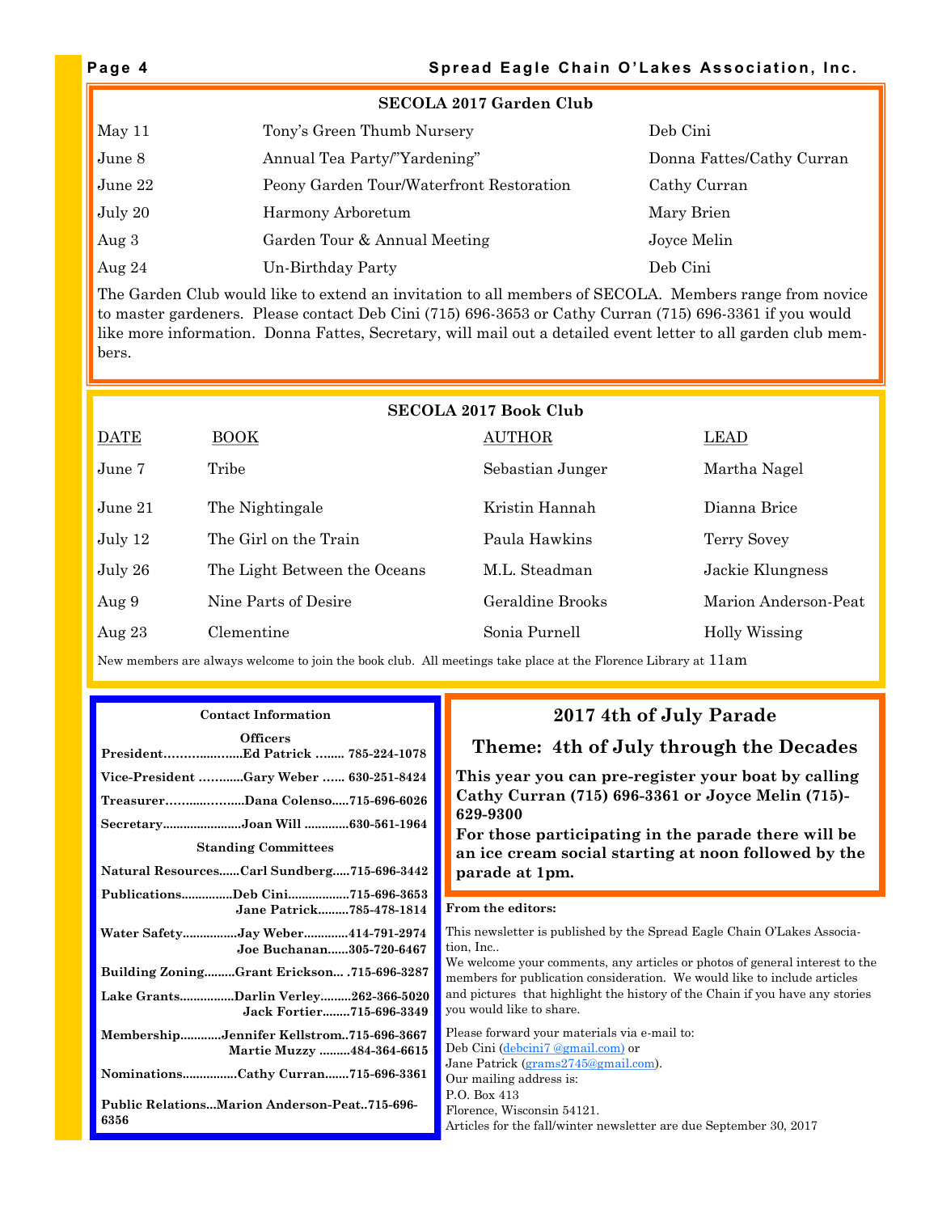## SECOLA 2017 Garden Club

| | | |
|---|---|---|
| May 11 | Tony's Green Thumb Nursery | Deb Cini |
| June 8 | Annual Tea Party/"Yardening" | Donna Fattes/Cathy Curran |
| June 22 | Peony Garden Tour/Waterfront Restoration | Cathy Curran |
| July 20 | Harmony Arboretum | Mary Brien |
| Aug 3 | Garden Tour & Annual Meeting | Joyce Melin |
| Aug 24 | Un-Birthday Party | Deb Cini |

The Garden Club would like to extend an invitation to all members of SECOLA. Members range from novice to master gardeners. Please contact Deb Cini (715) 696-3653 or Cathy Curran (715) 696-3361 if you would like more information. Donna Fattes, Secretary, will mail out a detailed event letter to all garden club members.

## SECOLA 2017 Book Club

| DATE | BOOK | AUTHOR | LEAD |
|---|---|---|---|
| June 7 | Tribe | Sebastian Junger | Martha Nagel |
| June 21 | The Nightingale | Kristin Hannah | Dianna Brice |
| July 12 | The Girl on the Train | Paula Hawkins | Terry Sovey |
| July 26 | The Light Between the Oceans | M.L. Steadman | Jackie Klungness |
| Aug 9 | Nine Parts of Desire | Geraldine Brooks | Marion Anderson-Peat |
| Aug 23 | Clementine | Sonia Purnell | Holly Wissing |

New members are always welcome to join the book club. All meetings take place at the Florence Library at 11am

### Contact Information

**Officers**

**President……….......Ed Patrick …….. 785-224-1078**

**Vice-President ………..Gary Weber …… 630-251-8424**

**Treasurer……......……...Dana Colenso.....715-696-6026**

**Secretary......................Joan Will ............630-561-1964**

**Standing Committees**

**Natural Resources......Carl Sundberg.....715-696-3442**

**Publications..............Deb Cini.................715-696-3653**
**Jane Patrick.........785-478-1814**

**Water Safety................Jay Weber............414-791-2974**
**Joe Buchanan......305-720-6467**

**Building Zoning.........Grant Erickson... .715-696-3287**

**Lake Grants................Darlin Verley.........262-366-5020**
**Jack Fortier........715-696-3349**

**Membership............Jennifer Kellstrom..715-696-3667**
**Martie Muzzy .........484-364-6615**

**Nominations................Cathy Curran.......715-696-3361**

**Public Relations...Marion Anderson-Peat..715-696-6356**

## 2017 4th of July Parade

## Theme: 4th of July through the Decades

**This year you can pre-register your boat by calling Cathy Curran (715) 696-3361 or Joyce Melin (715)-629-9300**

**For those participating in the parade there will be an ice cream social starting at noon followed by the parade at 1pm.**

**From the editors:**

This newsletter is published by the Spread Eagle Chain O'Lakes Association, Inc..

We welcome your comments, any articles or photos of general interest to the members for publication consideration. We would like to include articles and pictures that highlight the history of the Chain if you have any stories you would like to share.

Please forward your materials via e-mail to:
Deb Cini (debcini7 @gmail.com) or
Jane Patrick (grams2745@gmail.com).
Our mailing address is:
P.O. Box 413
Florence, Wisconsin 54121.
Articles for the fall/winter newsletter are due September 30, 2017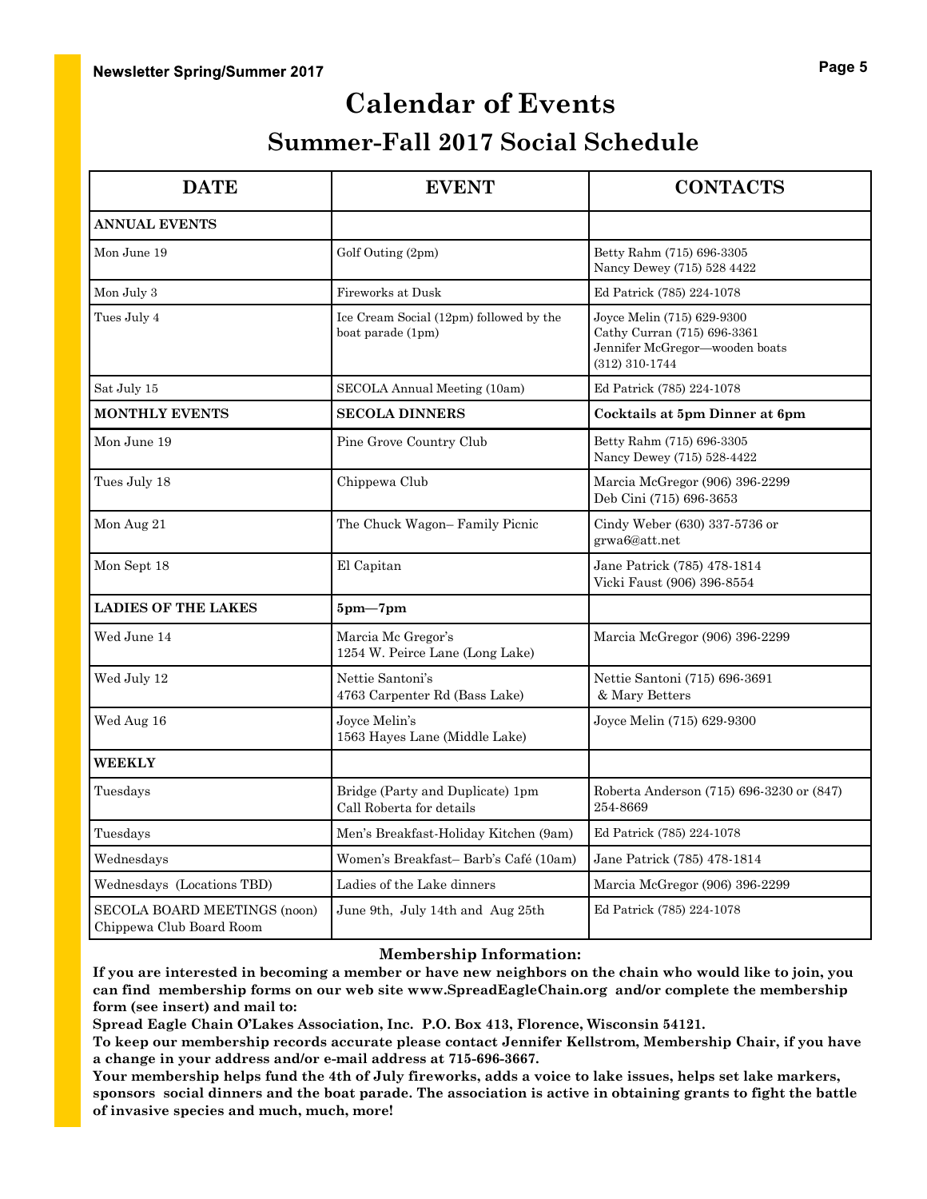# Calendar of Events

## Summer-Fall 2017 Social Schedule

| DATE | EVENT | CONTACTS |
|---|---|---|
| **ANNUAL EVENTS** | | |
| Mon June 19 | Golf Outing (2pm) | Betty Rahm (715) 696-3305<br>Nancy Dewey (715) 528 4422 |
| Mon July 3 | Fireworks at Dusk | Ed Patrick (785) 224-1078 |
| Tues July 4 | Ice Cream Social (12pm) followed by the boat parade (1pm) | Joyce Melin (715) 629-9300<br>Cathy Curran (715) 696-3361<br>Jennifer McGregor—wooden boats (312) 310-1744 |
| Sat July 15 | SECOLA Annual Meeting (10am) | Ed Patrick (785) 224-1078 |
| **MONTHLY EVENTS** | **SECOLA DINNERS** | **Cocktails at 5pm Dinner at 6pm** |
| Mon June 19 | Pine Grove Country Club | Betty Rahm (715) 696-3305<br>Nancy Dewey (715) 528-4422 |
| Tues July 18 | Chippewa Club | Marcia McGregor (906) 396-2299<br>Deb Cini (715) 696-3653 |
| Mon Aug 21 | The Chuck Wagon– Family Picnic | Cindy Weber (630) 337-5736 or grwa6@att.net |
| Mon Sept 18 | El Capitan | Jane Patrick (785) 478-1814<br>Vicki Faust (906) 396-8554 |
| **LADIES OF THE LAKES** | **5pm—7pm** | |
| Wed June 14 | Marcia Mc Gregor's<br>1254 W. Peirce Lane (Long Lake) | Marcia McGregor (906) 396-2299 |
| Wed July 12 | Nettie Santoni's<br>4763 Carpenter Rd (Bass Lake) | Nettie Santoni (715) 696-3691<br>& Mary Betters |
| Wed Aug 16 | Joyce Melin's<br>1563 Hayes Lane (Middle Lake) | Joyce Melin (715) 629-9300 |
| **WEEKLY** | | |
| Tuesdays | Bridge (Party and Duplicate) 1pm<br>Call Roberta for details | Roberta Anderson (715) 696-3230 or (847) 254-8669 |
| Tuesdays | Men's Breakfast-Holiday Kitchen (9am) | Ed Patrick (785) 224-1078 |
| Wednesdays | Women's Breakfast– Barb's Café (10am) | Jane Patrick (785) 478-1814 |
| Wednesdays (Locations TBD) | Ladies of the Lake dinners | Marcia McGregor (906) 396-2299 |
| SECOLA BOARD MEETINGS (noon)<br>Chippewa Club Board Room | June 9th, July 14th and Aug 25th | Ed Patrick (785) 224-1078 |

**Membership Information:**

**If you are interested in becoming a member or have new neighbors on the chain who would like to join, you can find membership forms on our web site www.SpreadEagleChain.org and/or complete the membership form (see insert) and mail to:**

**Spread Eagle Chain O'Lakes Association, Inc. P.O. Box 413, Florence, Wisconsin 54121.**

**To keep our membership records accurate please contact Jennifer Kellstrom, Membership Chair, if you have a change in your address and/or e-mail address at 715-696-3667.**

**Your membership helps fund the 4th of July fireworks, adds a voice to lake issues, helps set lake markers, sponsors social dinners and the boat parade. The association is active in obtaining grants to fight the battle of invasive species and much, much, more!**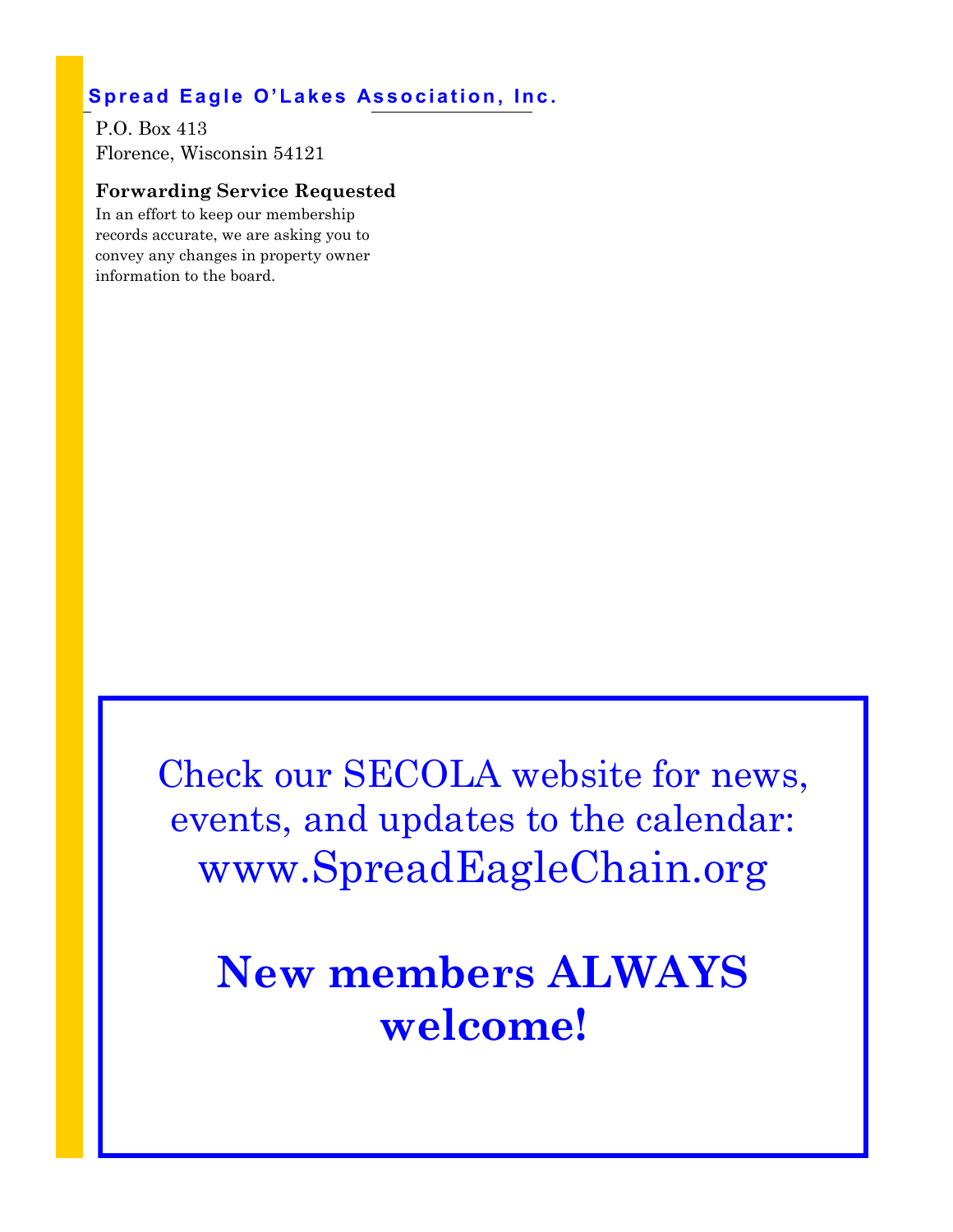**Spread Eagle O'Lakes Association, Inc.**

P.O. Box 413
Florence, Wisconsin 54121

**Forwarding Service Requested**

In an effort to keep our membership records accurate, we are asking you to convey any changes in property owner information to the board.

Check our SECOLA website for news, events, and updates to the calendar:
www.SpreadEagleChain.org

**New members ALWAYS welcome!**